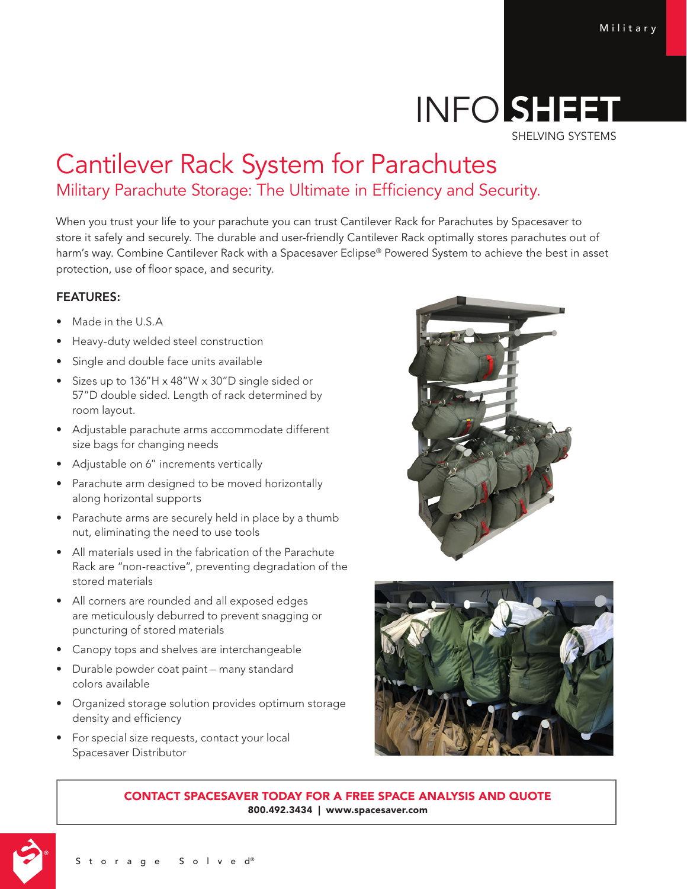Military

# INFO SHEET

SHELVING SYSTEMS

# Cantilever Rack System for Parachutes

## Military Parachute Storage: The Ultimate in Efficiency and Security.

When you trust your life to your parachute you can trust Cantilever Rack for Parachutes by Spacesaver to store it safely and securely. The durable and user-friendly Cantilever Rack optimally stores parachutes out of harm's way. Combine Cantilever Rack with a Spacesaver Eclipse® Powered System to achieve the best in asset protection, use of floor space, and security.

### FEATURES:

- Made in the U.S.A
- Heavy-duty welded steel construction
- Single and double face units available
- Sizes up to 136"H x 48"W x 30"D single sided or 57"D double sided. Length of rack determined by room layout.
- Adjustable parachute arms accommodate different size bags for changing needs
- Adjustable on 6" increments vertically
- Parachute arm designed to be moved horizontally along horizontal supports
- Parachute arms are securely held in place by a thumb nut, eliminating the need to use tools
- All materials used in the fabrication of the Parachute Rack are "non-reactive", preventing degradation of the stored materials
- All corners are rounded and all exposed edges are meticulously deburred to prevent snagging or puncturing of stored materials
- Canopy tops and shelves are interchangeable
- Durable powder coat paint – many standard colors available
- Organized storage solution provides optimum storage density and efficiency
- For special size requests, contact your local Spacesaver Distributor

**CONTACT SPACESAVER TODAY FOR A FREE SPACE ANALYSIS AND QUOTE**
**800.492.3434 | www.spacesaver.com**

Storage Solved®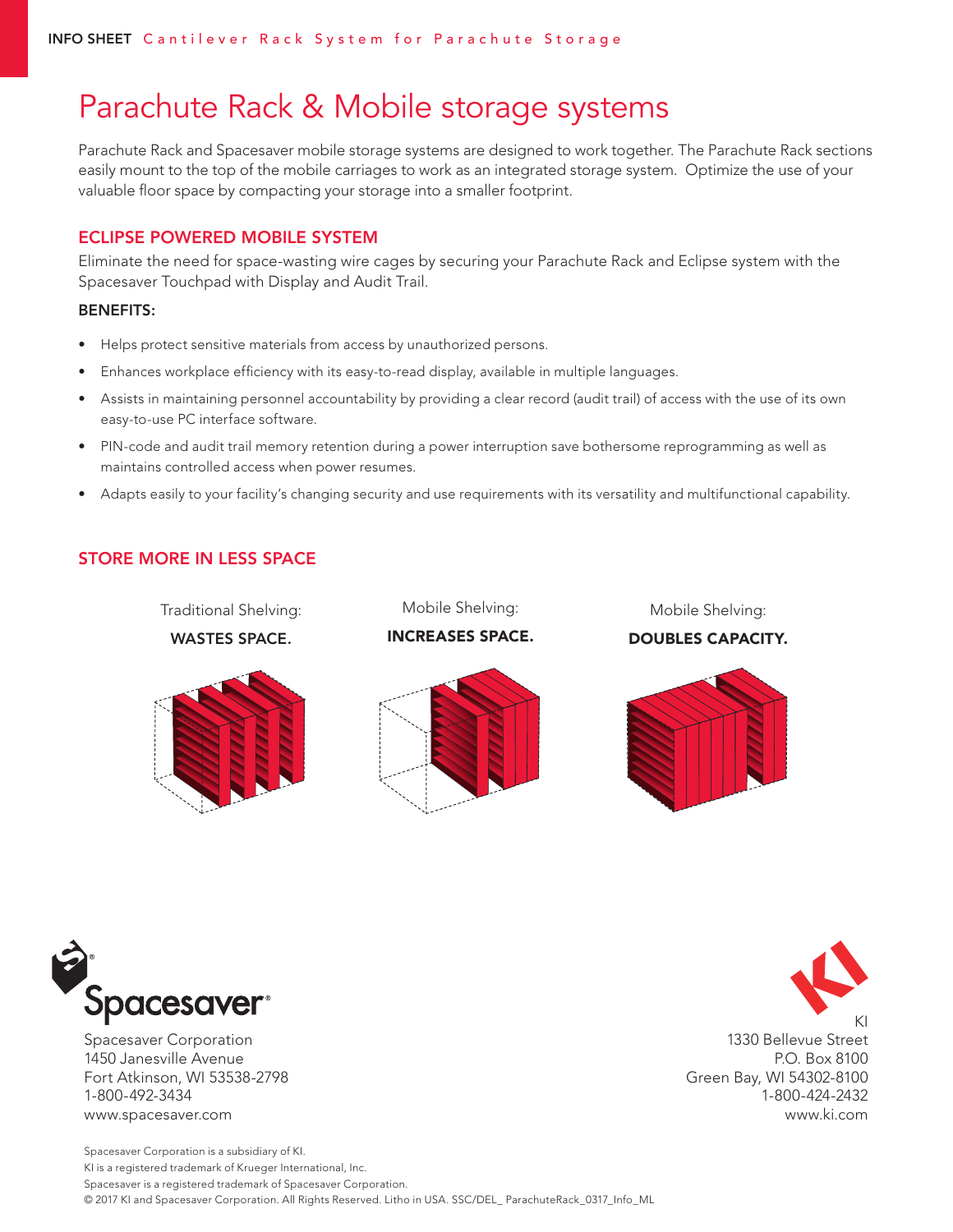# Parachute Rack & Mobile storage systems

Parachute Rack and Spacesaver mobile storage systems are designed to work together. The Parachute Rack sections easily mount to the top of the mobile carriages to work as an integrated storage system. Optimize the use of your valuable floor space by compacting your storage into a smaller footprint.

## ECLIPSE POWERED MOBILE SYSTEM

Eliminate the need for space-wasting wire cages by securing your Parachute Rack and Eclipse system with the Spacesaver Touchpad with Display and Audit Trail.

**BENEFITS:**

- Helps protect sensitive materials from access by unauthorized persons.
- Enhances workplace efficiency with its easy-to-read display, available in multiple languages.
- Assists in maintaining personnel accountability by providing a clear record (audit trail) of access with the use of its own easy-to-use PC interface software.
- PIN-code and audit trail memory retention during a power interruption save bothersome reprogramming as well as maintains controlled access when power resumes.
- Adapts easily to your facility's changing security and use requirements with its versatility and multifunctional capability.

## STORE MORE IN LESS SPACE

Traditional Shelving:
**WASTES SPACE.**

Mobile Shelving:
**INCREASES SPACE.**

Mobile Shelving:
**DOUBLES CAPACITY.**

Spacesaver Corporation
1450 Janesville Avenue
Fort Atkinson, WI 53538-2798
1-800-492-3434
www.spacesaver.com

KI
1330 Bellevue Street
P.O. Box 8100
Green Bay, WI 54302-8100
1-800-424-2432
www.ki.com

Spacesaver Corporation is a subsidiary of KI.
KI is a registered trademark of Krueger International, Inc.
Spacesaver is a registered trademark of Spacesaver Corporation.
© 2017 KI and Spacesaver Corporation. All Rights Reserved. Litho in USA. SSC/DEL_ ParachuteRack_0317_Info_ML